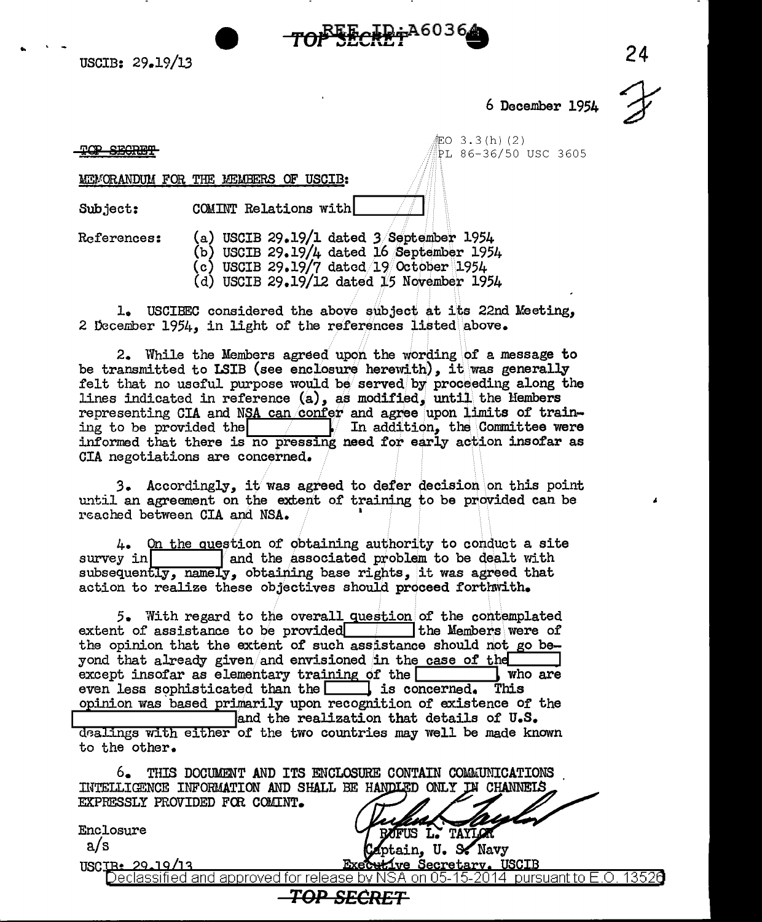USCIB: 29.19/13

6 December 1954

EO 3.3(h)(2)
PL 86-36/50 USC 3605

~~TOP SECRET~~

MEMORANDUM FOR THE MEMBERS OF USCIB:

Subject: COMINT Relations with [ ]

References:
(a) USCIB 29.19/1 dated 3 September 1954
(b) USCIB 29.19/4 dated 16 September 1954
(c) USCIB 29.19/7 dated 19 October 1954
(d) USCIB 29.19/12 dated 15 November 1954

1. USCIBEC considered the above subject at its 22nd Meeting, 2 December 1954, in light of the references listed above.

2. While the Members agreed upon the wording of a message to be transmitted to LSIB (see enclosure herewith), it was generally felt that no useful purpose would be served by proceeding along the lines indicated in reference (a), as modified, until the Members representing CIA and NSA can confer and agree upon limits of training to be provided the [ ]. In addition, the Committee were informed that there is no pressing need for early action insofar as CIA negotiations are concerned.

3. Accordingly, it was agreed to defer decision on this point until an agreement on the extent of training to be provided can be reached between CIA and NSA.

4. On the question of obtaining authority to conduct a site survey in [ ] and the associated problem to be dealt with subsequently, namely, obtaining base rights, it was agreed that action to realize these objectives should proceed forthwith.

5. With regard to the overall question of the contemplated extent of assistance to be provided [ ] the Members were of the opinion that the extent of such assistance should not go beyond that already given and envisioned in the case of the [ ] except insofar as elementary training of the [ ], who are even less sophisticated than the [ ], is concerned. This opinion was based primarily upon recognition of existence of the [ ] and the realization that details of U.S. dealings with either of the two countries may well be made known to the other.

6. THIS DOCUMENT AND ITS ENCLOSURE CONTAIN COMMUNICATIONS INTELLIGENCE INFORMATION AND SHALL BE HANDLED ONLY IN CHANNELS EXPRESSLY PROVIDED FOR COMINT.

Enclosure
a/s

RUFUS L. TAYLOR
Captain, U. S. Navy
Executive Secretary, USCIB

USCIB: 29.19/13

Declassified and approved for release by NSA on 05-15-2014 pursuant to E.O. 13526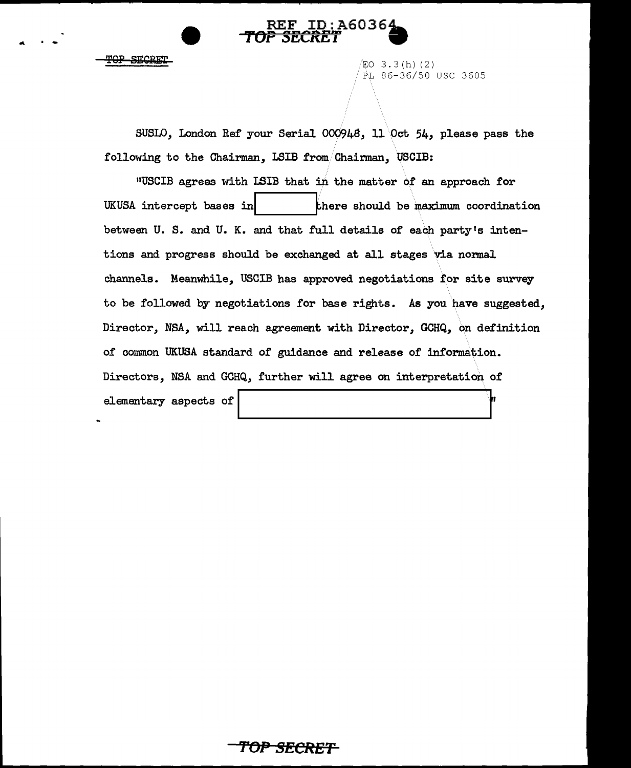TOP SECRET

EO 3.3(h)(2)
PL 86-36/50 USC 3605

SUSLO, London Ref your Serial 000948, 11 Oct 54, please pass the following to the Chairman, LSIB from Chairman, USCIB:

"USCIB agrees with LSIB that in the matter of an approach for UKUSA intercept bases in [          ] there should be maximum coordination between U. S. and U. K. and that full details of each party's intentions and progress should be exchanged at all stages via normal channels. Meanwhile, USCIB has approved negotiations for site survey to be followed by negotiations for base rights. As you have suggested, Director, NSA, will reach agreement with Director, GCHQ, on definition of common UKUSA standard of guidance and release of information. Directors, NSA and GCHQ, further will agree on interpretation of elementary aspects of [                    ]"

TOP SECRET